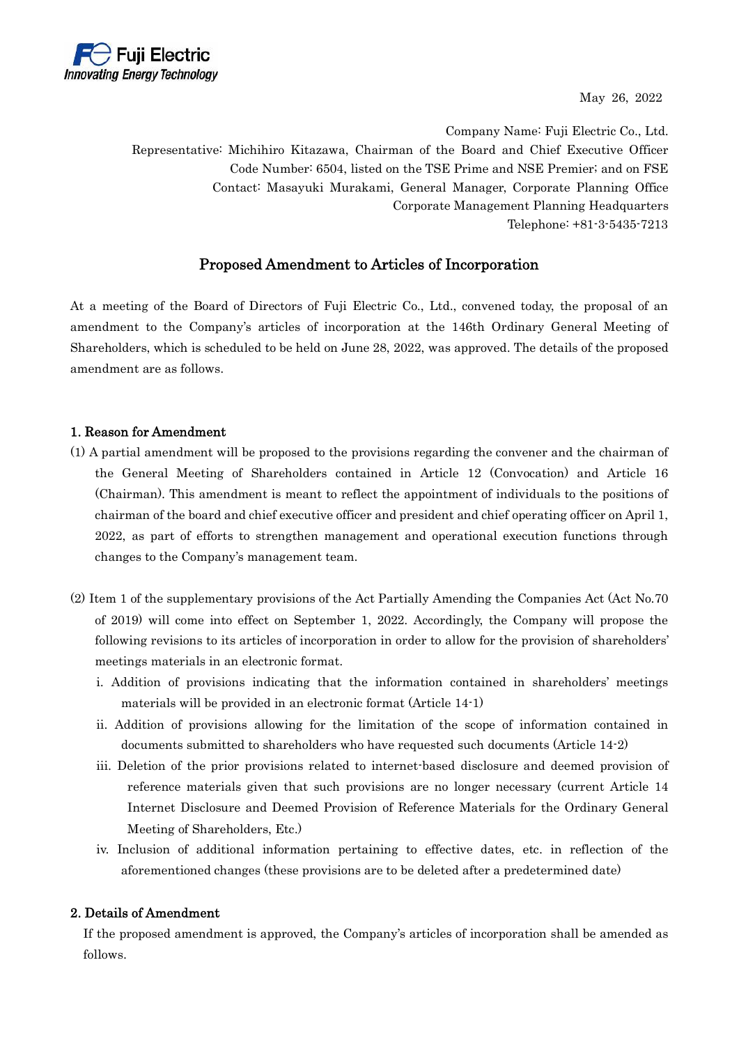Fuji Electric
Innovating Energy Technology

May 26, 2022

Company Name: Fuji Electric Co., Ltd.
Representative: Michihiro Kitazawa, Chairman of the Board and Chief Executive Officer
Code Number: 6504, listed on the TSE Prime and NSE Premier; and on FSE
Contact: Masayuki Murakami, General Manager, Corporate Planning Office
Corporate Management Planning Headquarters
Telephone: +81-3-5435-7213

# Proposed Amendment to Articles of Incorporation

At a meeting of the Board of Directors of Fuji Electric Co., Ltd., convened today, the proposal of an amendment to the Company's articles of incorporation at the 146th Ordinary General Meeting of Shareholders, which is scheduled to be held on June 28, 2022, was approved. The details of the proposed amendment are as follows.

## 1. Reason for Amendment

(1) A partial amendment will be proposed to the provisions regarding the convener and the chairman of the General Meeting of Shareholders contained in Article 12 (Convocation) and Article 16 (Chairman). This amendment is meant to reflect the appointment of individuals to the positions of chairman of the board and chief executive officer and president and chief operating officer on April 1, 2022, as part of efforts to strengthen management and operational execution functions through changes to the Company's management team.

(2) Item 1 of the supplementary provisions of the Act Partially Amending the Companies Act (Act No.70 of 2019) will come into effect on September 1, 2022. Accordingly, the Company will propose the following revisions to its articles of incorporation in order to allow for the provision of shareholders' meetings materials in an electronic format.

i. Addition of provisions indicating that the information contained in shareholders' meetings materials will be provided in an electronic format (Article 14-1)

ii. Addition of provisions allowing for the limitation of the scope of information contained in documents submitted to shareholders who have requested such documents (Article 14-2)

iii. Deletion of the prior provisions related to internet-based disclosure and deemed provision of reference materials given that such provisions are no longer necessary (current Article 14 Internet Disclosure and Deemed Provision of Reference Materials for the Ordinary General Meeting of Shareholders, Etc.)

iv. Inclusion of additional information pertaining to effective dates, etc. in reflection of the aforementioned changes (these provisions are to be deleted after a predetermined date)

## 2. Details of Amendment

If the proposed amendment is approved, the Company's articles of incorporation shall be amended as follows.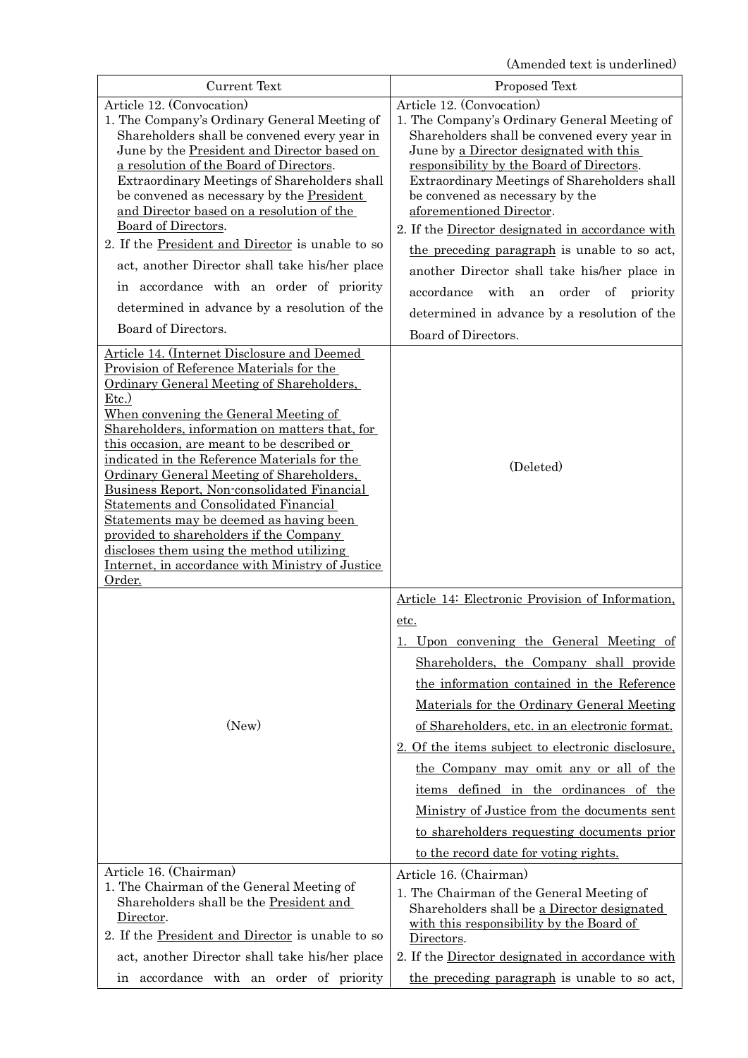(Amended text is underlined)

| Current Text | Proposed Text |
| --- | --- |
| Article 12. (Convocation)<br>1. The Company's Ordinary General Meeting of Shareholders shall be convened every year in June by the <u>President and Director based on a resolution of the Board of Directors</u>. Extraordinary Meetings of Shareholders shall be convened as necessary by the <u>President and Director based on a resolution of the Board of Directors</u>.<br>2. If the <u>President and Director</u> is unable to so act, another Director shall take his/her place in accordance with an order of priority determined in advance by a resolution of the Board of Directors. | Article 12. (Convocation)<br>1. The Company's Ordinary General Meeting of Shareholders shall be convened every year in June by <u>a Director designated with this responsibility by the Board of Directors</u>. Extraordinary Meetings of Shareholders shall be convened as necessary by the <u>aforementioned Director</u>.<br>2. If the <u>Director designated in accordance with the preceding paragraph</u> is unable to so act, another Director shall take his/her place in accordance with an order of priority determined in advance by a resolution of the Board of Directors. |
| <u>Article 14. (Internet Disclosure and Deemed Provision of Reference Materials for the Ordinary General Meeting of Shareholders, Etc.)</u><br><u>When convening the General Meeting of Shareholders, information on matters that, for this occasion, are meant to be described or indicated in the Reference Materials for the Ordinary General Meeting of Shareholders, Business Report, Non-consolidated Financial Statements and Consolidated Financial Statements may be deemed as having been provided to shareholders if the Company discloses them using the method utilizing Internet, in accordance with Ministry of Justice Order.</u> | (Deleted) |
| (New) | <u>Article 14: Electronic Provision of Information, etc.</u><br><u>1. Upon convening the General Meeting of Shareholders, the Company shall provide the information contained in the Reference Materials for the Ordinary General Meeting of Shareholders, etc. in an electronic format.</u><br><u>2. Of the items subject to electronic disclosure, the Company may omit any or all of the items defined in the ordinances of the Ministry of Justice from the documents sent to shareholders requesting documents prior to the record date for voting rights.</u> |
| Article 16. (Chairman)<br>1. The Chairman of the General Meeting of Shareholders shall be the <u>President and Director</u>.<br>2. If the <u>President and Director</u> is unable to so act, another Director shall take his/her place in accordance with an order of priority | Article 16. (Chairman)<br>1. The Chairman of the General Meeting of Shareholders shall be <u>a Director designated with this responsibility by the Board of Directors</u>.<br>2. If the <u>Director designated in accordance with the preceding paragraph</u> is unable to so act, |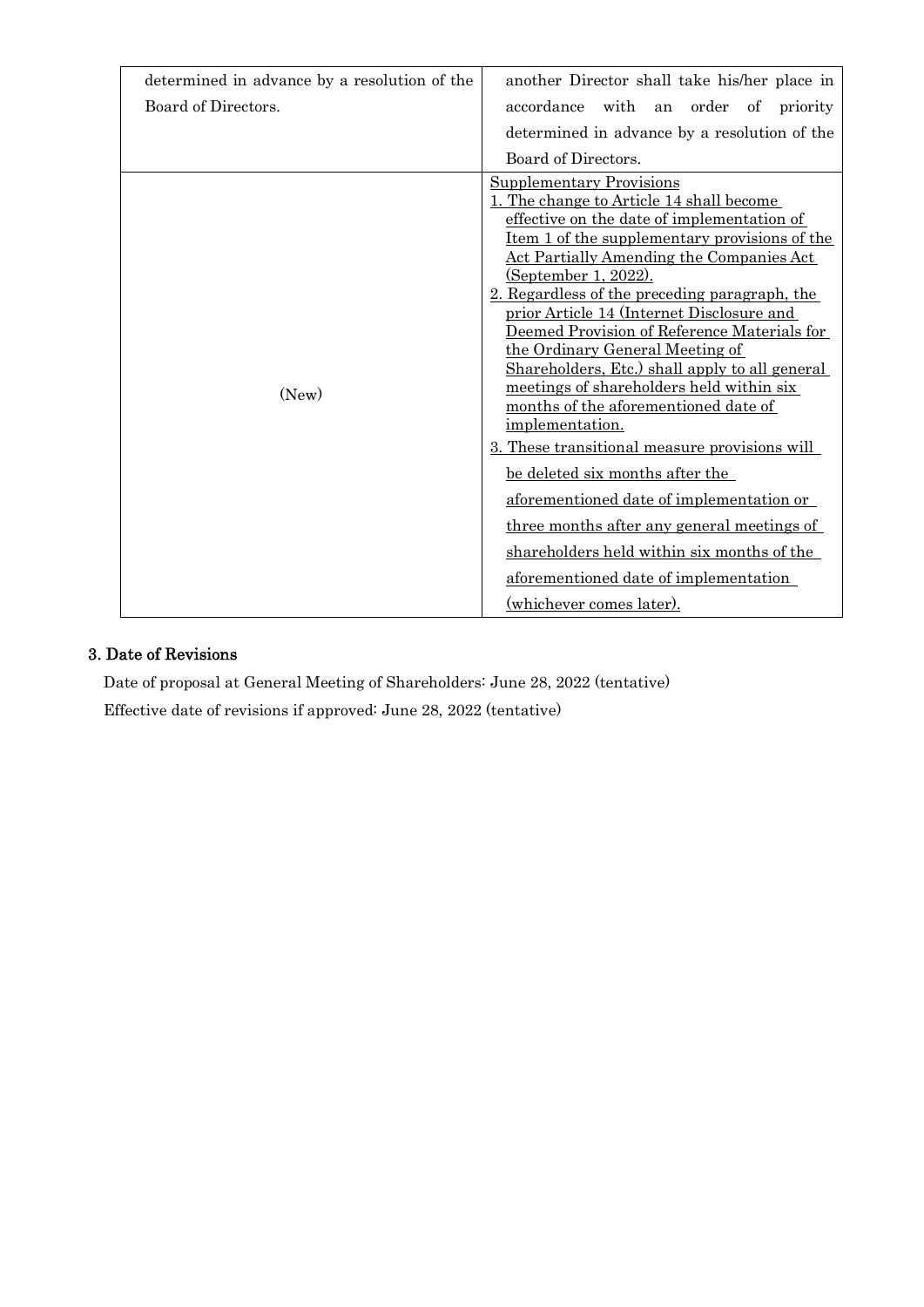| | |
|---|---|
| determined in advance by a resolution of the Board of Directors. | another Director shall take his/her place in accordance with an order of priority determined in advance by a resolution of the Board of Directors. |
| (New) | Supplementary Provisions<br>1. The change to Article 14 shall become effective on the date of implementation of Item 1 of the supplementary provisions of the Act Partially Amending the Companies Act (September 1, 2022).<br>2. Regardless of the preceding paragraph, the prior Article 14 (Internet Disclosure and Deemed Provision of Reference Materials for the Ordinary General Meeting of Shareholders, Etc.) shall apply to all general meetings of shareholders held within six months of the aforementioned date of implementation.<br>3. These transitional measure provisions will be deleted six months after the aforementioned date of implementation or three months after any general meetings of shareholders held within six months of the aforementioned date of implementation (whichever comes later). |

### 3. Date of Revisions

Date of proposal at General Meeting of Shareholders: June 28, 2022 (tentative)

Effective date of revisions if approved: June 28, 2022 (tentative)